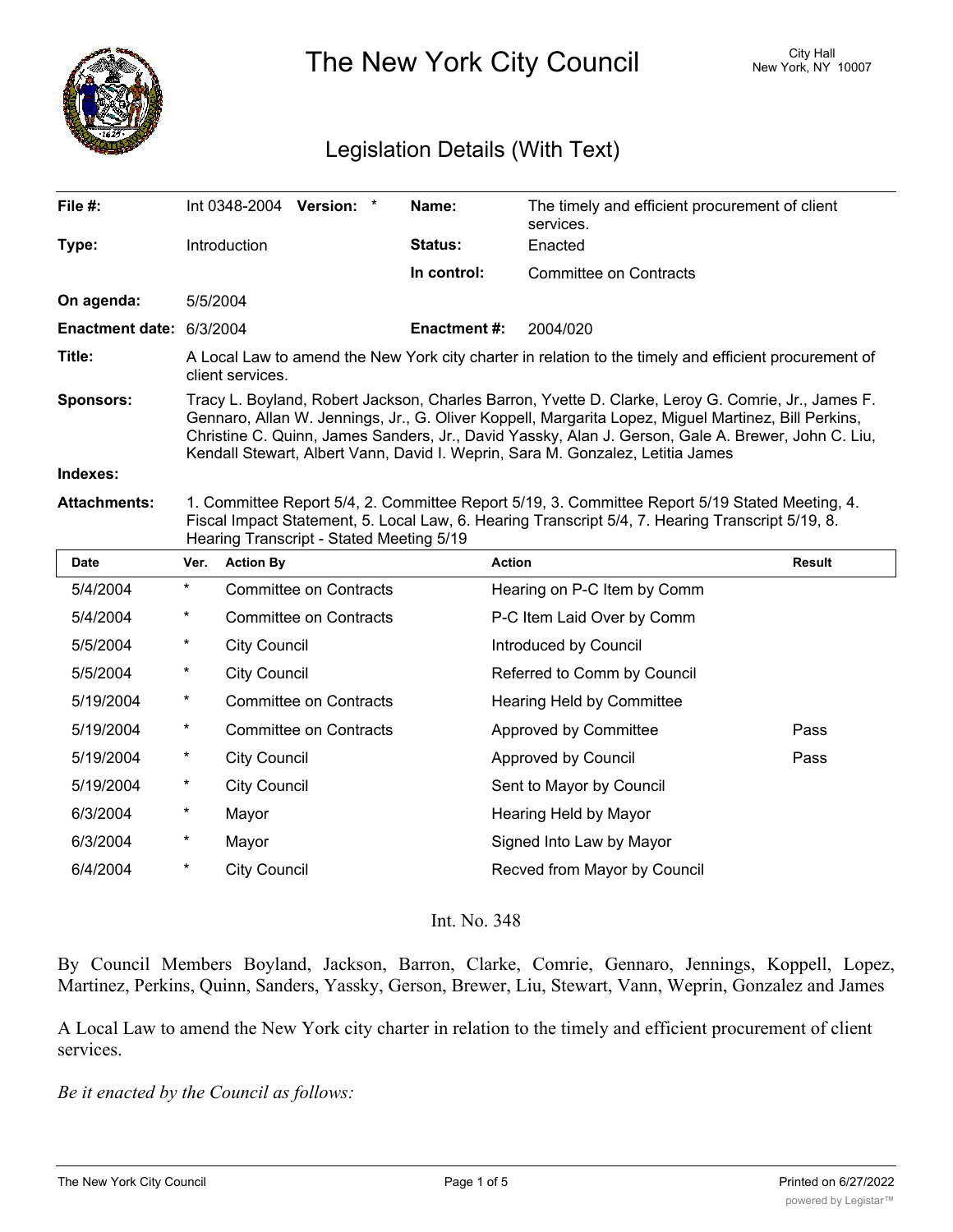# The New York City Council

City Hall
New York, NY 10007

## Legislation Details (With Text)

| | | | |
|---|---|---|---|
| **File #:** | Int 0348-2004 **Version:** * | **Name:** | The timely and efficient procurement of client services. |
| **Type:** | Introduction | **Status:** | Enacted |
| | | **In control:** | Committee on Contracts |
| **On agenda:** | 5/5/2004 | | |
| **Enactment date:** | 6/3/2004 | **Enactment #:** | 2004/020 |

**Title:** A Local Law to amend the New York city charter in relation to the timely and efficient procurement of client services.

**Sponsors:** Tracy L. Boyland, Robert Jackson, Charles Barron, Yvette D. Clarke, Leroy G. Comrie, Jr., James F. Gennaro, Allan W. Jennings, Jr., G. Oliver Koppell, Margarita Lopez, Miguel Martinez, Bill Perkins, Christine C. Quinn, James Sanders, Jr., David Yassky, Alan J. Gerson, Gale A. Brewer, John C. Liu, Kendall Stewart, Albert Vann, David I. Weprin, Sara M. Gonzalez, Letitia James

**Indexes:**

**Attachments:** 1. Committee Report 5/4, 2. Committee Report 5/19, 3. Committee Report 5/19 Stated Meeting, 4. Fiscal Impact Statement, 5. Local Law, 6. Hearing Transcript 5/4, 7. Hearing Transcript 5/19, 8. Hearing Transcript - Stated Meeting 5/19

| Date | Ver. | Action By | Action | Result |
|---|---|---|---|---|
| 5/4/2004 | * | Committee on Contracts | Hearing on P-C Item by Comm | |
| 5/4/2004 | * | Committee on Contracts | P-C Item Laid Over by Comm | |
| 5/5/2004 | * | City Council | Introduced by Council | |
| 5/5/2004 | * | City Council | Referred to Comm by Council | |
| 5/19/2004 | * | Committee on Contracts | Hearing Held by Committee | |
| 5/19/2004 | * | Committee on Contracts | Approved by Committee | Pass |
| 5/19/2004 | * | City Council | Approved by Council | Pass |
| 5/19/2004 | * | City Council | Sent to Mayor by Council | |
| 6/3/2004 | * | Mayor | Hearing Held by Mayor | |
| 6/3/2004 | * | Mayor | Signed Into Law by Mayor | |
| 6/4/2004 | * | City Council | Recved from Mayor by Council | |

Int. No. 348

By Council Members Boyland, Jackson, Barron, Clarke, Comrie, Gennaro, Jennings, Koppell, Lopez, Martinez, Perkins, Quinn, Sanders, Yassky, Gerson, Brewer, Liu, Stewart, Vann, Weprin, Gonzalez and James

A Local Law to amend the New York city charter in relation to the timely and efficient procurement of client services.

*Be it enacted by the Council as follows:*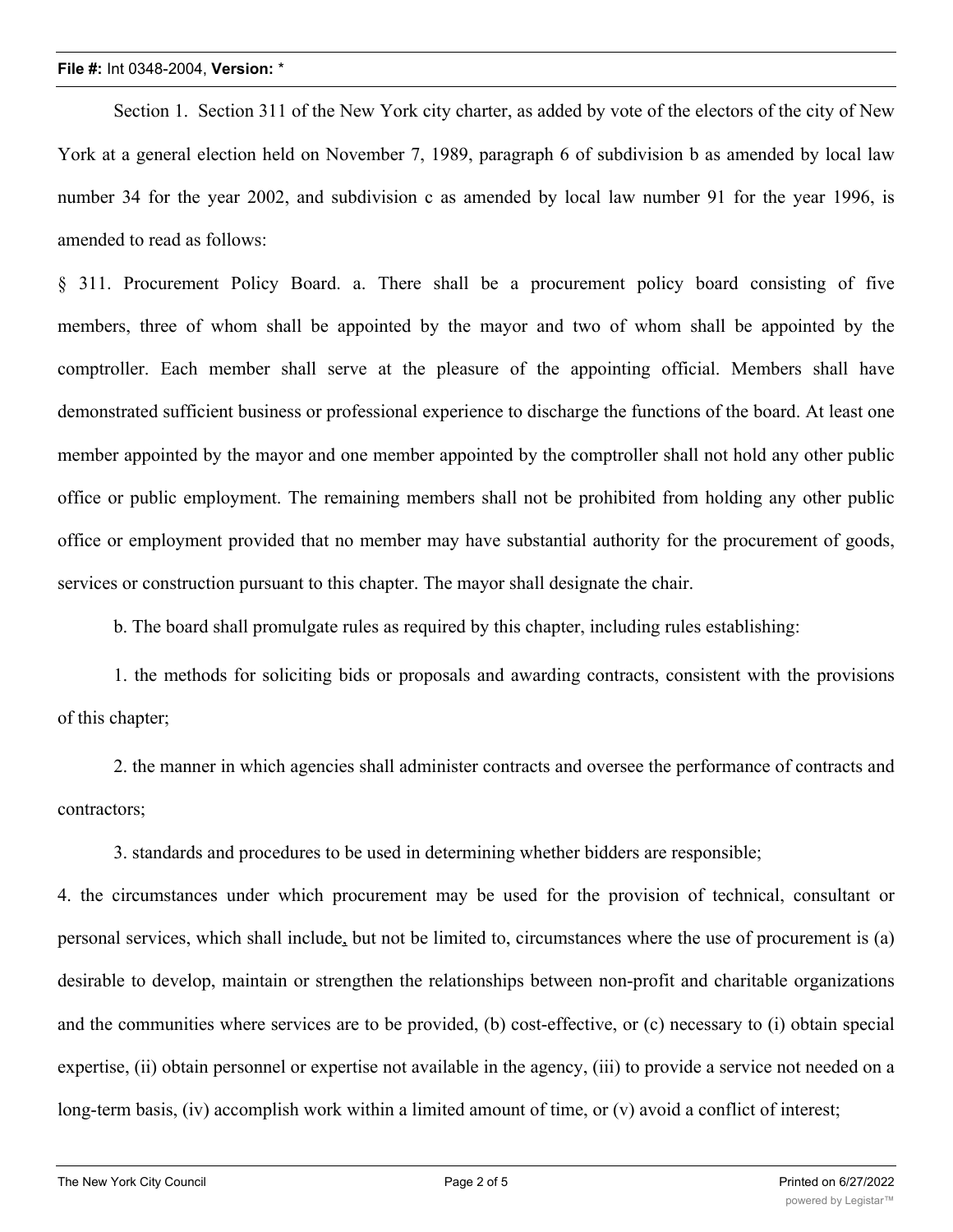Section 1. Section 311 of the New York city charter, as added by vote of the electors of the city of New York at a general election held on November 7, 1989, paragraph 6 of subdivision b as amended by local law number 34 for the year 2002, and subdivision c as amended by local law number 91 for the year 1996, is amended to read as follows:

§ 311. Procurement Policy Board. a. There shall be a procurement policy board consisting of five members, three of whom shall be appointed by the mayor and two of whom shall be appointed by the comptroller. Each member shall serve at the pleasure of the appointing official. Members shall have demonstrated sufficient business or professional experience to discharge the functions of the board. At least one member appointed by the mayor and one member appointed by the comptroller shall not hold any other public office or public employment. The remaining members shall not be prohibited from holding any other public office or employment provided that no member may have substantial authority for the procurement of goods, services or construction pursuant to this chapter. The mayor shall designate the chair.

b. The board shall promulgate rules as required by this chapter, including rules establishing:

1. the methods for soliciting bids or proposals and awarding contracts, consistent with the provisions of this chapter;

2. the manner in which agencies shall administer contracts and oversee the performance of contracts and contractors;

3. standards and procedures to be used in determining whether bidders are responsible;

4. the circumstances under which procurement may be used for the provision of technical, consultant or personal services, which shall include, but not be limited to, circumstances where the use of procurement is (a) desirable to develop, maintain or strengthen the relationships between non-profit and charitable organizations and the communities where services are to be provided, (b) cost-effective, or (c) necessary to (i) obtain special expertise, (ii) obtain personnel or expertise not available in the agency, (iii) to provide a service not needed on a long-term basis, (iv) accomplish work within a limited amount of time, or (v) avoid a conflict of interest;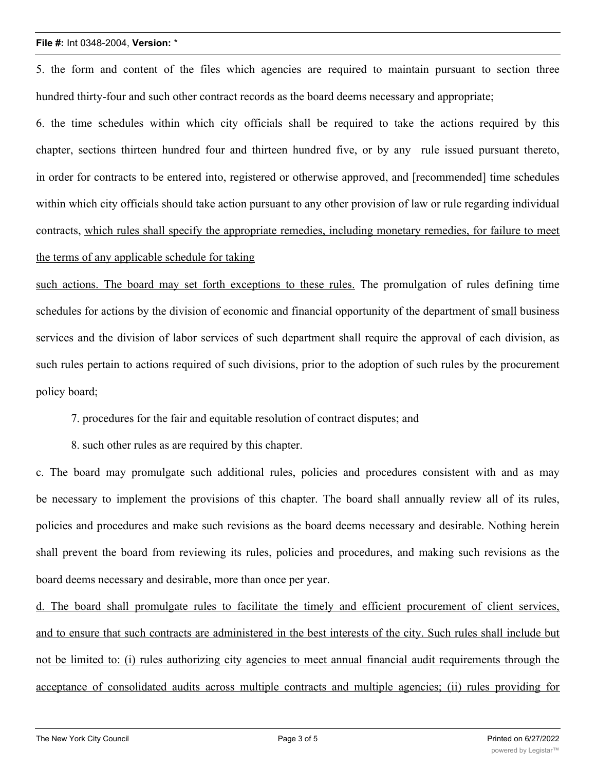5. the form and content of the files which agencies are required to maintain pursuant to section three hundred thirty-four and such other contract records as the board deems necessary and appropriate;

6. the time schedules within which city officials shall be required to take the actions required by this chapter, sections thirteen hundred four and thirteen hundred five, or by any rule issued pursuant thereto, in order for contracts to be entered into, registered or otherwise approved, and [recommended] time schedules within which city officials should take action pursuant to any other provision of law or rule regarding individual contracts, <u>which rules shall specify the appropriate remedies, including monetary remedies, for failure to meet the terms of any applicable schedule for taking such actions. The board may set forth exceptions to these rules.</u> The promulgation of rules defining time schedules for actions by the division of economic and financial opportunity of the department of <u>small</u> business services and the division of labor services of such department shall require the approval of each division, as such rules pertain to actions required of such divisions, prior to the adoption of such rules by the procurement policy board;

7. procedures for the fair and equitable resolution of contract disputes; and

8. such other rules as are required by this chapter.

c. The board may promulgate such additional rules, policies and procedures consistent with and as may be necessary to implement the provisions of this chapter. The board shall annually review all of its rules, policies and procedures and make such revisions as the board deems necessary and desirable. Nothing herein shall prevent the board from reviewing its rules, policies and procedures, and making such revisions as the board deems necessary and desirable, more than once per year.

<u>d. The board shall promulgate rules to facilitate the timely and efficient procurement of client services, and to ensure that such contracts are administered in the best interests of the city. Such rules shall include but not be limited to: (i) rules authorizing city agencies to meet annual financial audit requirements through the acceptance of consolidated audits across multiple contracts and multiple agencies; (ii) rules providing for</u>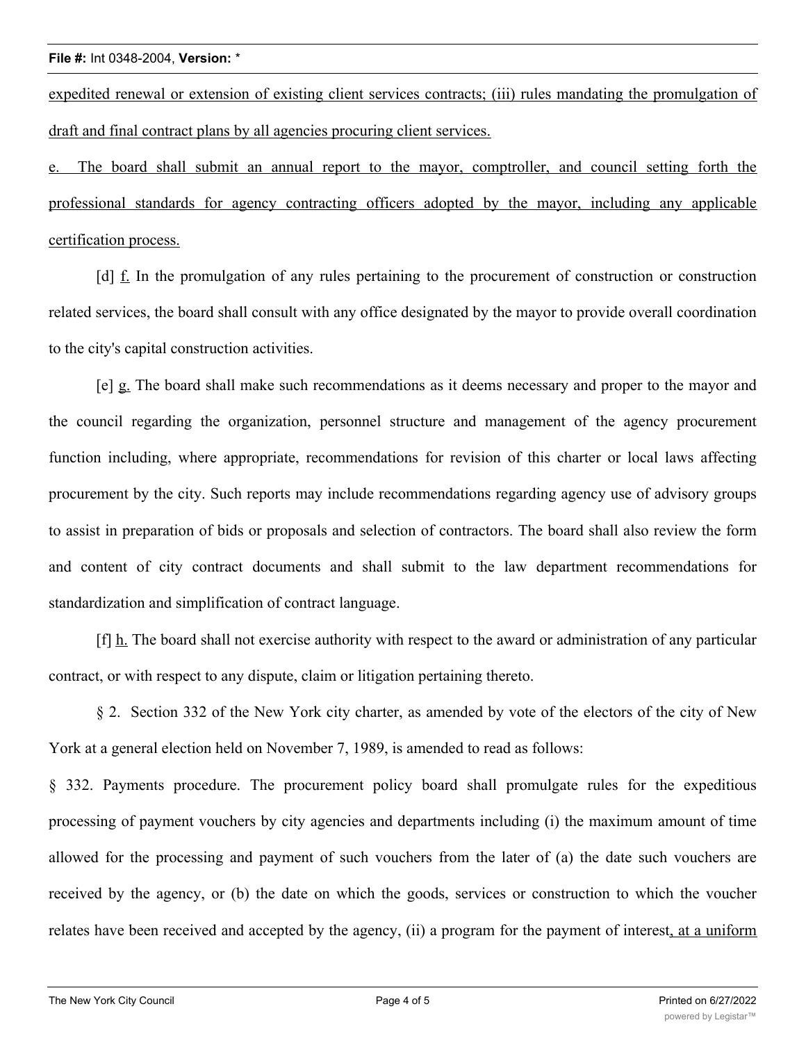expedited renewal or extension of existing client services contracts; (iii) rules mandating the promulgation of draft and final contract plans by all agencies procuring client services.

e. The board shall submit an annual report to the mayor, comptroller, and council setting forth the professional standards for agency contracting officers adopted by the mayor, including any applicable certification process.

[d] f. In the promulgation of any rules pertaining to the procurement of construction or construction related services, the board shall consult with any office designated by the mayor to provide overall coordination to the city's capital construction activities.

[e] g. The board shall make such recommendations as it deems necessary and proper to the mayor and the council regarding the organization, personnel structure and management of the agency procurement function including, where appropriate, recommendations for revision of this charter or local laws affecting procurement by the city. Such reports may include recommendations regarding agency use of advisory groups to assist in preparation of bids or proposals and selection of contractors. The board shall also review the form and content of city contract documents and shall submit to the law department recommendations for standardization and simplification of contract language.

[f] h. The board shall not exercise authority with respect to the award or administration of any particular contract, or with respect to any dispute, claim or litigation pertaining thereto.

§ 2. Section 332 of the New York city charter, as amended by vote of the electors of the city of New York at a general election held on November 7, 1989, is amended to read as follows:

§ 332. Payments procedure. The procurement policy board shall promulgate rules for the expeditious processing of payment vouchers by city agencies and departments including (i) the maximum amount of time allowed for the processing and payment of such vouchers from the later of (a) the date such vouchers are received by the agency, or (b) the date on which the goods, services or construction to which the voucher relates have been received and accepted by the agency, (ii) a program for the payment of interest, at a uniform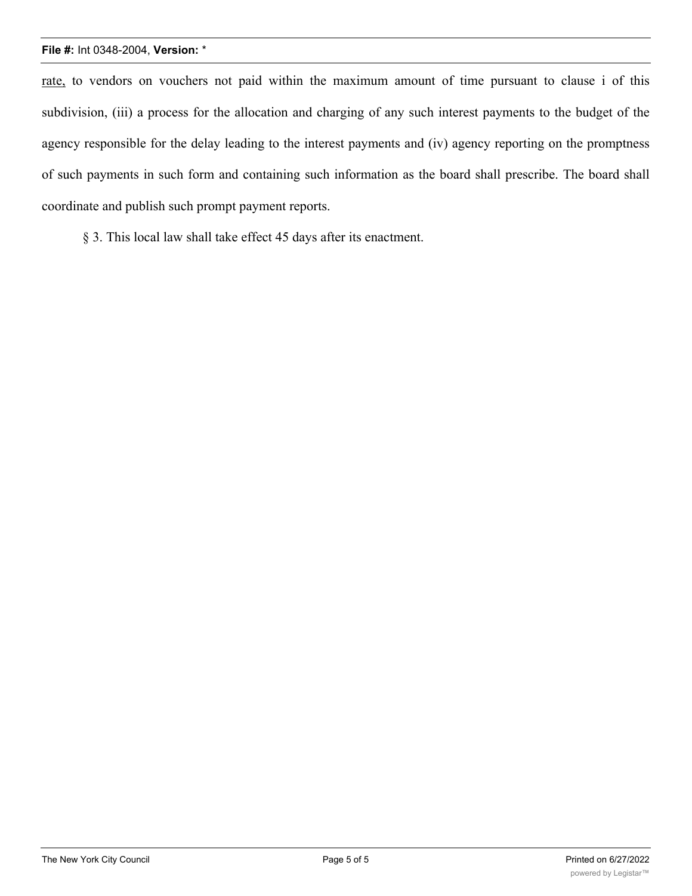rate, to vendors on vouchers not paid within the maximum amount of time pursuant to clause i of this subdivision, (iii) a process for the allocation and charging of any such interest payments to the budget of the agency responsible for the delay leading to the interest payments and (iv) agency reporting on the promptness of such payments in such form and containing such information as the board shall prescribe. The board shall coordinate and publish such prompt payment reports.

§ 3. This local law shall take effect 45 days after its enactment.